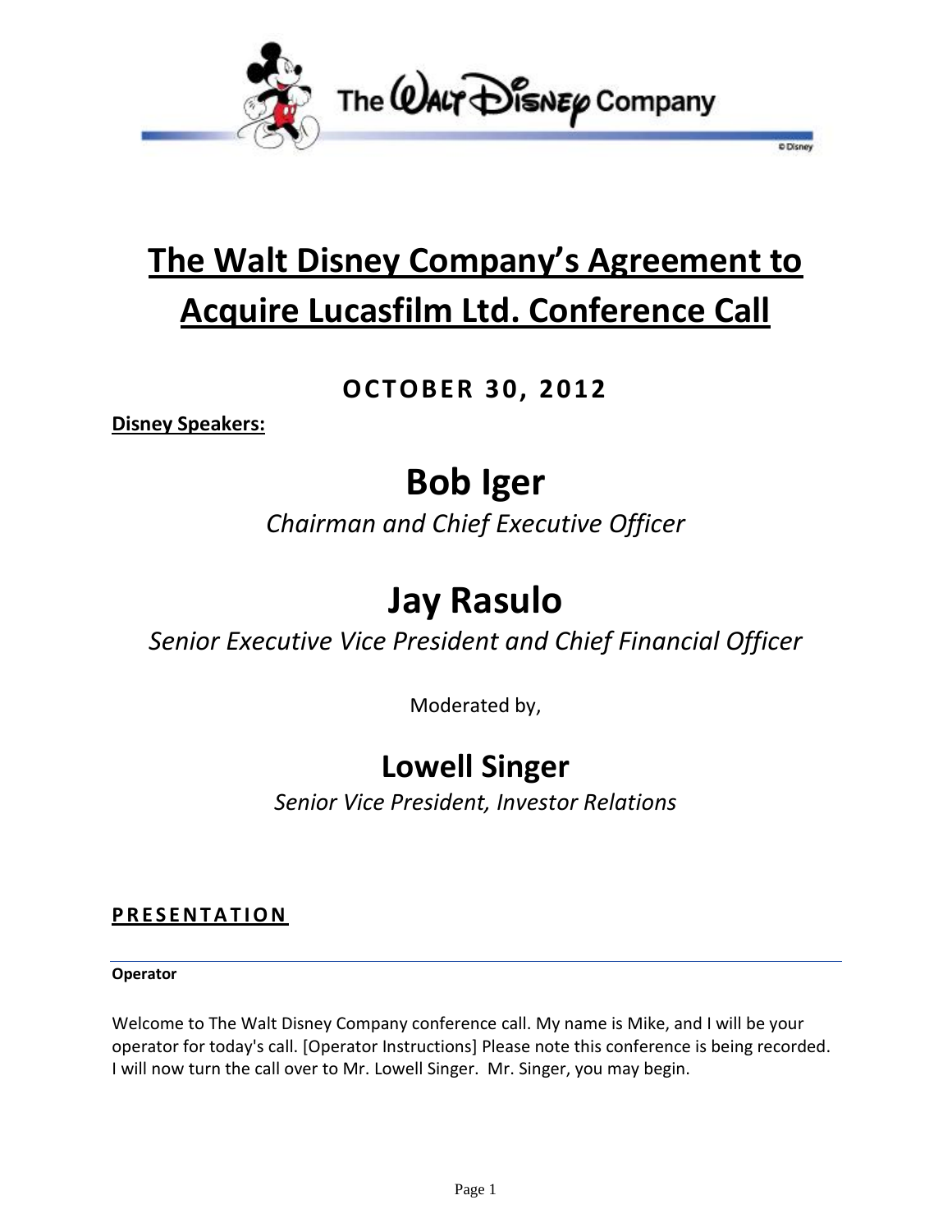# The Walt Disney Company's Agreement to Acquire Lucasfilm Ltd. Conference Call

**OCTOBER 30, 2012**

**Disney Speakers:**

## Bob Iger

*Chairman and Chief Executive Officer*

## Jay Rasulo

*Senior Executive Vice President and Chief Financial Officer*

Moderated by,

## Lowell Singer

*Senior Vice President, Investor Relations*

## PRESENTATION

**Operator**

Welcome to The Walt Disney Company conference call. My name is Mike, and I will be your operator for today's call. [Operator Instructions] Please note this conference is being recorded. I will now turn the call over to Mr. Lowell Singer. Mr. Singer, you may begin.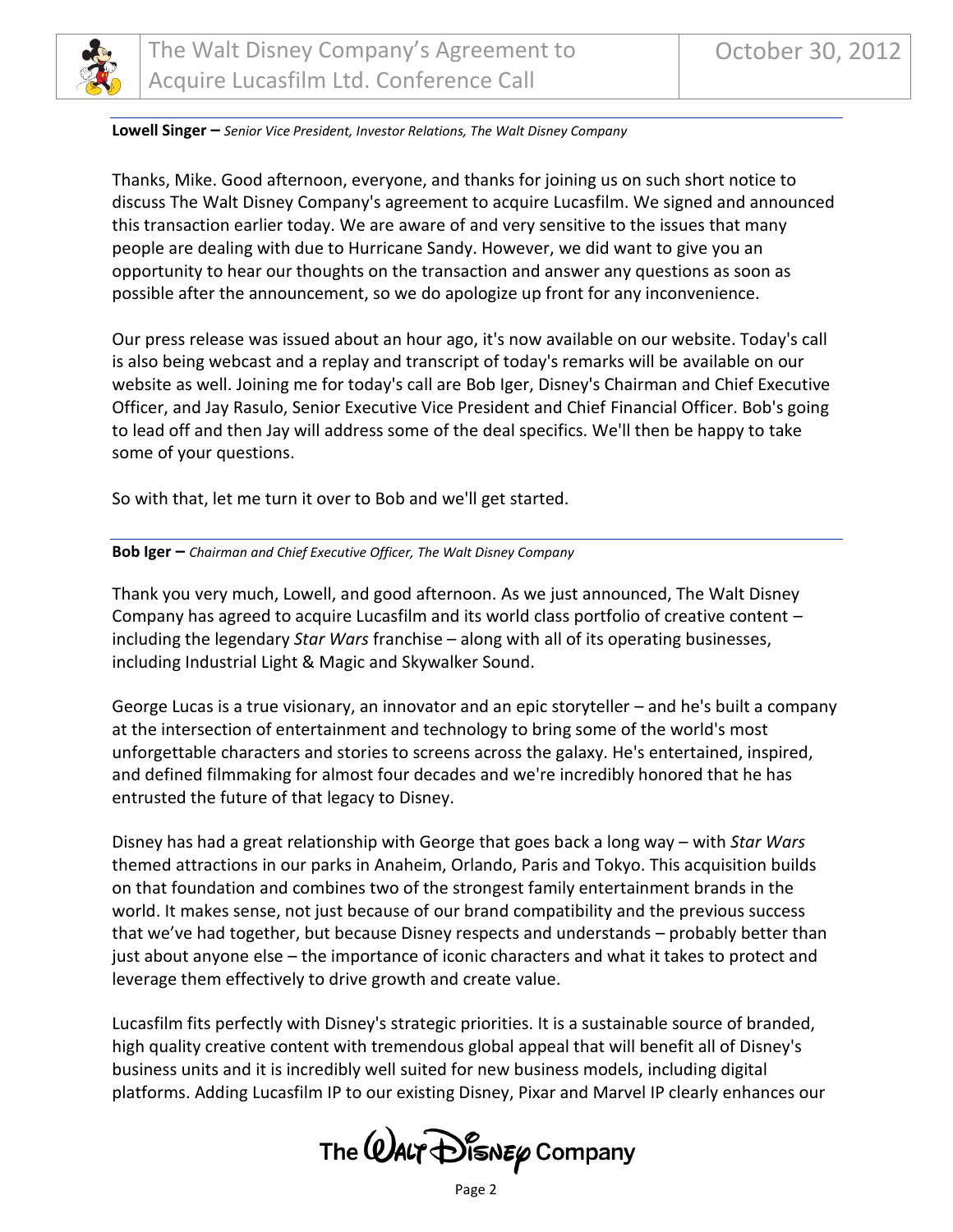**Lowell Singer –** *Senior Vice President, Investor Relations, The Walt Disney Company*

Thanks, Mike. Good afternoon, everyone, and thanks for joining us on such short notice to discuss The Walt Disney Company's agreement to acquire Lucasfilm. We signed and announced this transaction earlier today. We are aware of and very sensitive to the issues that many people are dealing with due to Hurricane Sandy. However, we did want to give you an opportunity to hear our thoughts on the transaction and answer any questions as soon as possible after the announcement, so we do apologize up front for any inconvenience.

Our press release was issued about an hour ago, it's now available on our website. Today's call is also being webcast and a replay and transcript of today's remarks will be available on our website as well. Joining me for today's call are Bob Iger, Disney's Chairman and Chief Executive Officer, and Jay Rasulo, Senior Executive Vice President and Chief Financial Officer. Bob's going to lead off and then Jay will address some of the deal specifics. We'll then be happy to take some of your questions.

So with that, let me turn it over to Bob and we'll get started.

**Bob Iger –** *Chairman and Chief Executive Officer, The Walt Disney Company*

Thank you very much, Lowell, and good afternoon. As we just announced, The Walt Disney Company has agreed to acquire Lucasfilm and its world class portfolio of creative content – including the legendary *Star Wars* franchise – along with all of its operating businesses, including Industrial Light & Magic and Skywalker Sound.

George Lucas is a true visionary, an innovator and an epic storyteller – and he's built a company at the intersection of entertainment and technology to bring some of the world's most unforgettable characters and stories to screens across the galaxy. He's entertained, inspired, and defined filmmaking for almost four decades and we're incredibly honored that he has entrusted the future of that legacy to Disney.

Disney has had a great relationship with George that goes back a long way – with *Star Wars* themed attractions in our parks in Anaheim, Orlando, Paris and Tokyo. This acquisition builds on that foundation and combines two of the strongest family entertainment brands in the world. It makes sense, not just because of our brand compatibility and the previous success that we've had together, but because Disney respects and understands – probably better than just about anyone else – the importance of iconic characters and what it takes to protect and leverage them effectively to drive growth and create value.

Lucasfilm fits perfectly with Disney's strategic priorities. It is a sustainable source of branded, high quality creative content with tremendous global appeal that will benefit all of Disney's business units and it is incredibly well suited for new business models, including digital platforms. Adding Lucasfilm IP to our existing Disney, Pixar and Marvel IP clearly enhances our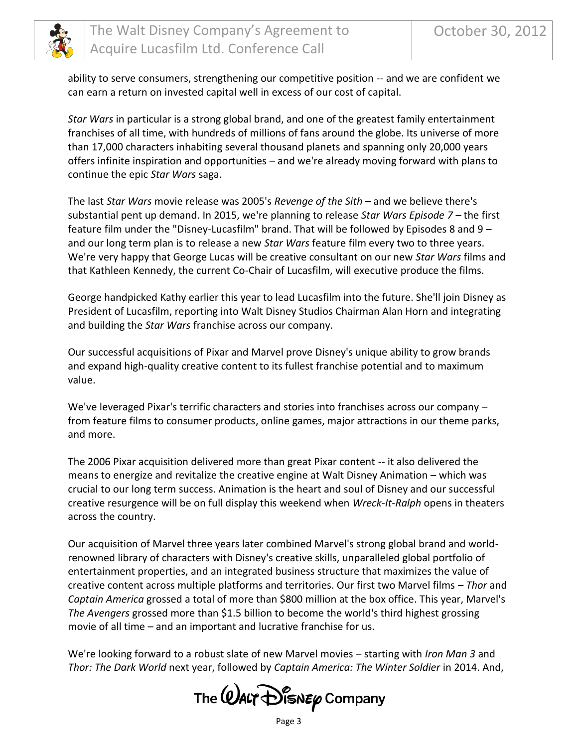ability to serve consumers, strengthening our competitive position -- and we are confident we can earn a return on invested capital well in excess of our cost of capital.

*Star Wars* in particular is a strong global brand, and one of the greatest family entertainment franchises of all time, with hundreds of millions of fans around the globe. Its universe of more than 17,000 characters inhabiting several thousand planets and spanning only 20,000 years offers infinite inspiration and opportunities – and we're already moving forward with plans to continue the epic *Star Wars* saga.

The last *Star Wars* movie release was 2005's *Revenge of the Sith* – and we believe there's substantial pent up demand. In 2015, we're planning to release *Star Wars Episode 7* – the first feature film under the "Disney-Lucasfilm" brand. That will be followed by Episodes 8 and 9 – and our long term plan is to release a new *Star Wars* feature film every two to three years. We're very happy that George Lucas will be creative consultant on our new *Star Wars* films and that Kathleen Kennedy, the current Co-Chair of Lucasfilm, will executive produce the films.

George handpicked Kathy earlier this year to lead Lucasfilm into the future. She'll join Disney as President of Lucasfilm, reporting into Walt Disney Studios Chairman Alan Horn and integrating and building the *Star Wars* franchise across our company.

Our successful acquisitions of Pixar and Marvel prove Disney's unique ability to grow brands and expand high-quality creative content to its fullest franchise potential and to maximum value.

We've leveraged Pixar's terrific characters and stories into franchises across our company – from feature films to consumer products, online games, major attractions in our theme parks, and more.

The 2006 Pixar acquisition delivered more than great Pixar content -- it also delivered the means to energize and revitalize the creative engine at Walt Disney Animation – which was crucial to our long term success. Animation is the heart and soul of Disney and our successful creative resurgence will be on full display this weekend when *Wreck-It-Ralph* opens in theaters across the country.

Our acquisition of Marvel three years later combined Marvel's strong global brand and world-renowned library of characters with Disney's creative skills, unparalleled global portfolio of entertainment properties, and an integrated business structure that maximizes the value of creative content across multiple platforms and territories. Our first two Marvel films – *Thor* and *Captain America* grossed a total of more than $800 million at the box office. This year, Marvel's *The Avengers* grossed more than $1.5 billion to become the world's third highest grossing movie of all time – and an important and lucrative franchise for us.

We're looking forward to a robust slate of new Marvel movies – starting with *Iron Man 3* and *Thor: The Dark World* next year, followed by *Captain America: The Winter Soldier* in 2014. And,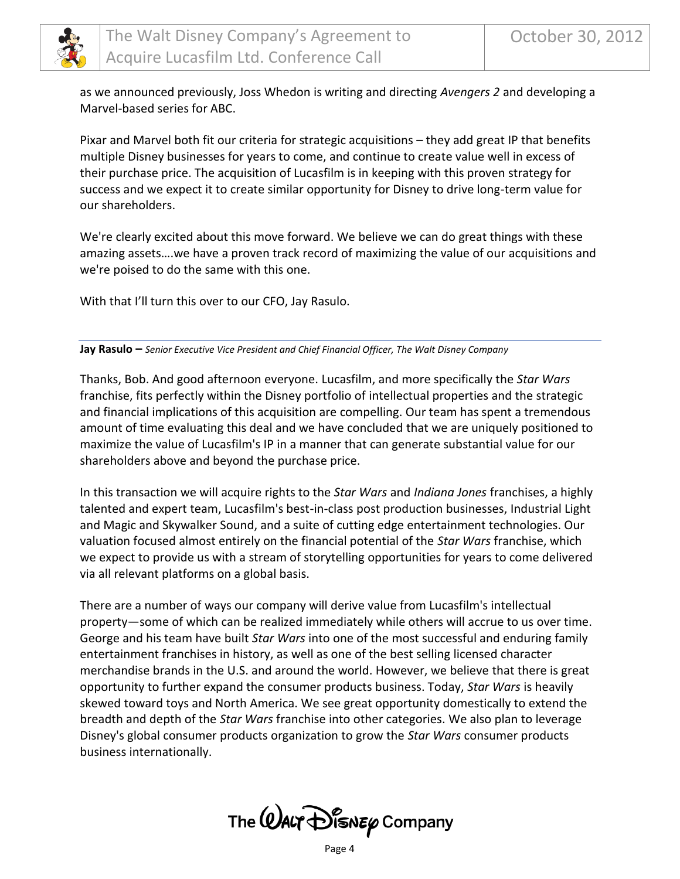as we announced previously, Joss Whedon is writing and directing *Avengers 2* and developing a Marvel-based series for ABC.

Pixar and Marvel both fit our criteria for strategic acquisitions – they add great IP that benefits multiple Disney businesses for years to come, and continue to create value well in excess of their purchase price. The acquisition of Lucasfilm is in keeping with this proven strategy for success and we expect it to create similar opportunity for Disney to drive long-term value for our shareholders.

We're clearly excited about this move forward. We believe we can do great things with these amazing assets….we have a proven track record of maximizing the value of our acquisitions and we're poised to do the same with this one.

With that I'll turn this over to our CFO, Jay Rasulo.

**Jay Rasulo –** *Senior Executive Vice President and Chief Financial Officer, The Walt Disney Company*

Thanks, Bob. And good afternoon everyone. Lucasfilm, and more specifically the *Star Wars* franchise, fits perfectly within the Disney portfolio of intellectual properties and the strategic and financial implications of this acquisition are compelling. Our team has spent a tremendous amount of time evaluating this deal and we have concluded that we are uniquely positioned to maximize the value of Lucasfilm's IP in a manner that can generate substantial value for our shareholders above and beyond the purchase price.

In this transaction we will acquire rights to the *Star Wars* and *Indiana Jones* franchises, a highly talented and expert team, Lucasfilm's best-in-class post production businesses, Industrial Light and Magic and Skywalker Sound, and a suite of cutting edge entertainment technologies. Our valuation focused almost entirely on the financial potential of the *Star Wars* franchise, which we expect to provide us with a stream of storytelling opportunities for years to come delivered via all relevant platforms on a global basis.

There are a number of ways our company will derive value from Lucasfilm's intellectual property—some of which can be realized immediately while others will accrue to us over time. George and his team have built *Star Wars* into one of the most successful and enduring family entertainment franchises in history, as well as one of the best selling licensed character merchandise brands in the U.S. and around the world. However, we believe that there is great opportunity to further expand the consumer products business. Today, *Star Wars* is heavily skewed toward toys and North America. We see great opportunity domestically to extend the breadth and depth of the *Star Wars* franchise into other categories. We also plan to leverage Disney's global consumer products organization to grow the *Star Wars* consumer products business internationally.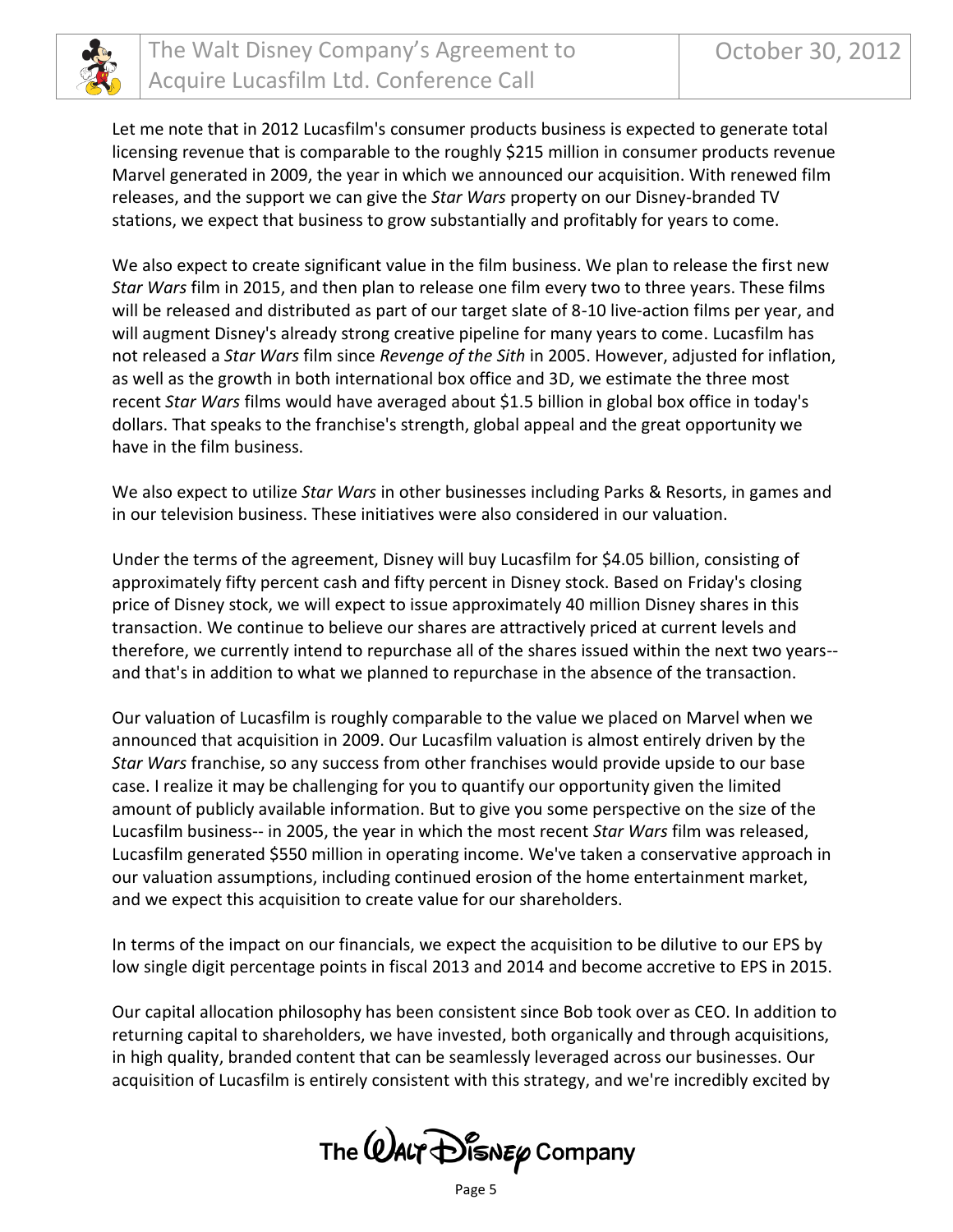Let me note that in 2012 Lucasfilm's consumer products business is expected to generate total licensing revenue that is comparable to the roughly $215 million in consumer products revenue Marvel generated in 2009, the year in which we announced our acquisition. With renewed film releases, and the support we can give the *Star Wars* property on our Disney-branded TV stations, we expect that business to grow substantially and profitably for years to come.

We also expect to create significant value in the film business. We plan to release the first new *Star Wars* film in 2015, and then plan to release one film every two to three years. These films will be released and distributed as part of our target slate of 8-10 live-action films per year, and will augment Disney's already strong creative pipeline for many years to come. Lucasfilm has not released a *Star Wars* film since *Revenge of the Sith* in 2005. However, adjusted for inflation, as well as the growth in both international box office and 3D, we estimate the three most recent *Star Wars* films would have averaged about $1.5 billion in global box office in today's dollars. That speaks to the franchise's strength, global appeal and the great opportunity we have in the film business.

We also expect to utilize *Star Wars* in other businesses including Parks & Resorts, in games and in our television business. These initiatives were also considered in our valuation.

Under the terms of the agreement, Disney will buy Lucasfilm for $4.05 billion, consisting of approximately fifty percent cash and fifty percent in Disney stock. Based on Friday's closing price of Disney stock, we will expect to issue approximately 40 million Disney shares in this transaction. We continue to believe our shares are attractively priced at current levels and therefore, we currently intend to repurchase all of the shares issued within the next two years--and that's in addition to what we planned to repurchase in the absence of the transaction.

Our valuation of Lucasfilm is roughly comparable to the value we placed on Marvel when we announced that acquisition in 2009. Our Lucasfilm valuation is almost entirely driven by the *Star Wars* franchise, so any success from other franchises would provide upside to our base case. I realize it may be challenging for you to quantify our opportunity given the limited amount of publicly available information. But to give you some perspective on the size of the Lucasfilm business-- in 2005, the year in which the most recent *Star Wars* film was released, Lucasfilm generated $550 million in operating income. We've taken a conservative approach in our valuation assumptions, including continued erosion of the home entertainment market, and we expect this acquisition to create value for our shareholders.

In terms of the impact on our financials, we expect the acquisition to be dilutive to our EPS by low single digit percentage points in fiscal 2013 and 2014 and become accretive to EPS in 2015.

Our capital allocation philosophy has been consistent since Bob took over as CEO. In addition to returning capital to shareholders, we have invested, both organically and through acquisitions, in high quality, branded content that can be seamlessly leveraged across our businesses. Our acquisition of Lucasfilm is entirely consistent with this strategy, and we're incredibly excited by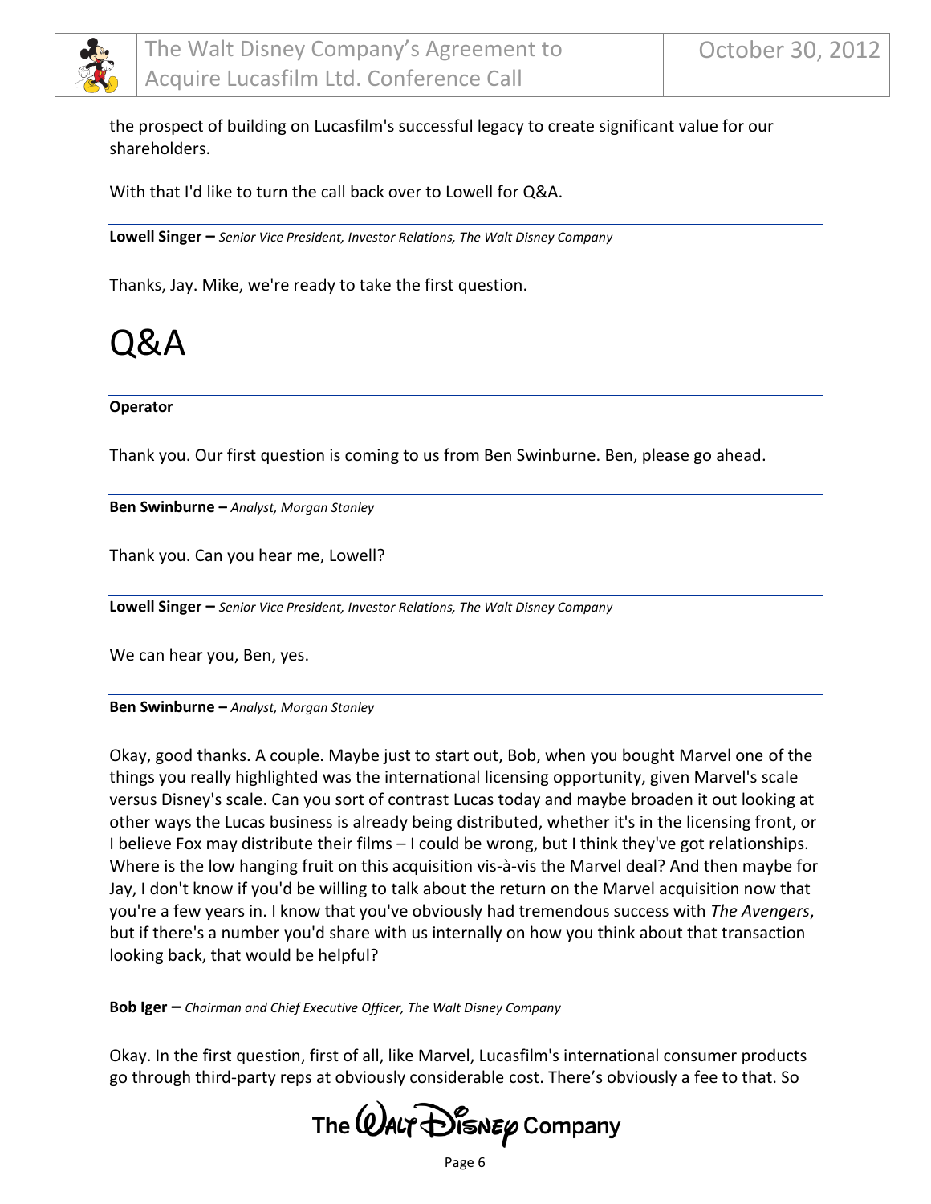the prospect of building on Lucasfilm's successful legacy to create significant value for our shareholders.

With that I'd like to turn the call back over to Lowell for Q&A.

**Lowell Singer –** *Senior Vice President, Investor Relations, The Walt Disney Company*

Thanks, Jay. Mike, we're ready to take the first question.

# Q&A

**Operator**

Thank you. Our first question is coming to us from Ben Swinburne. Ben, please go ahead.

**Ben Swinburne –** *Analyst, Morgan Stanley*

Thank you. Can you hear me, Lowell?

**Lowell Singer –** *Senior Vice President, Investor Relations, The Walt Disney Company*

We can hear you, Ben, yes.

**Ben Swinburne –** *Analyst, Morgan Stanley*

Okay, good thanks. A couple. Maybe just to start out, Bob, when you bought Marvel one of the things you really highlighted was the international licensing opportunity, given Marvel's scale versus Disney's scale. Can you sort of contrast Lucas today and maybe broaden it out looking at other ways the Lucas business is already being distributed, whether it's in the licensing front, or I believe Fox may distribute their films – I could be wrong, but I think they've got relationships. Where is the low hanging fruit on this acquisition vis-à-vis the Marvel deal? And then maybe for Jay, I don't know if you'd be willing to talk about the return on the Marvel acquisition now that you're a few years in. I know that you've obviously had tremendous success with *The Avengers*, but if there's a number you'd share with us internally on how you think about that transaction looking back, that would be helpful?

**Bob Iger –** *Chairman and Chief Executive Officer, The Walt Disney Company*

Okay. In the first question, first of all, like Marvel, Lucasfilm's international consumer products go through third-party reps at obviously considerable cost. There's obviously a fee to that. So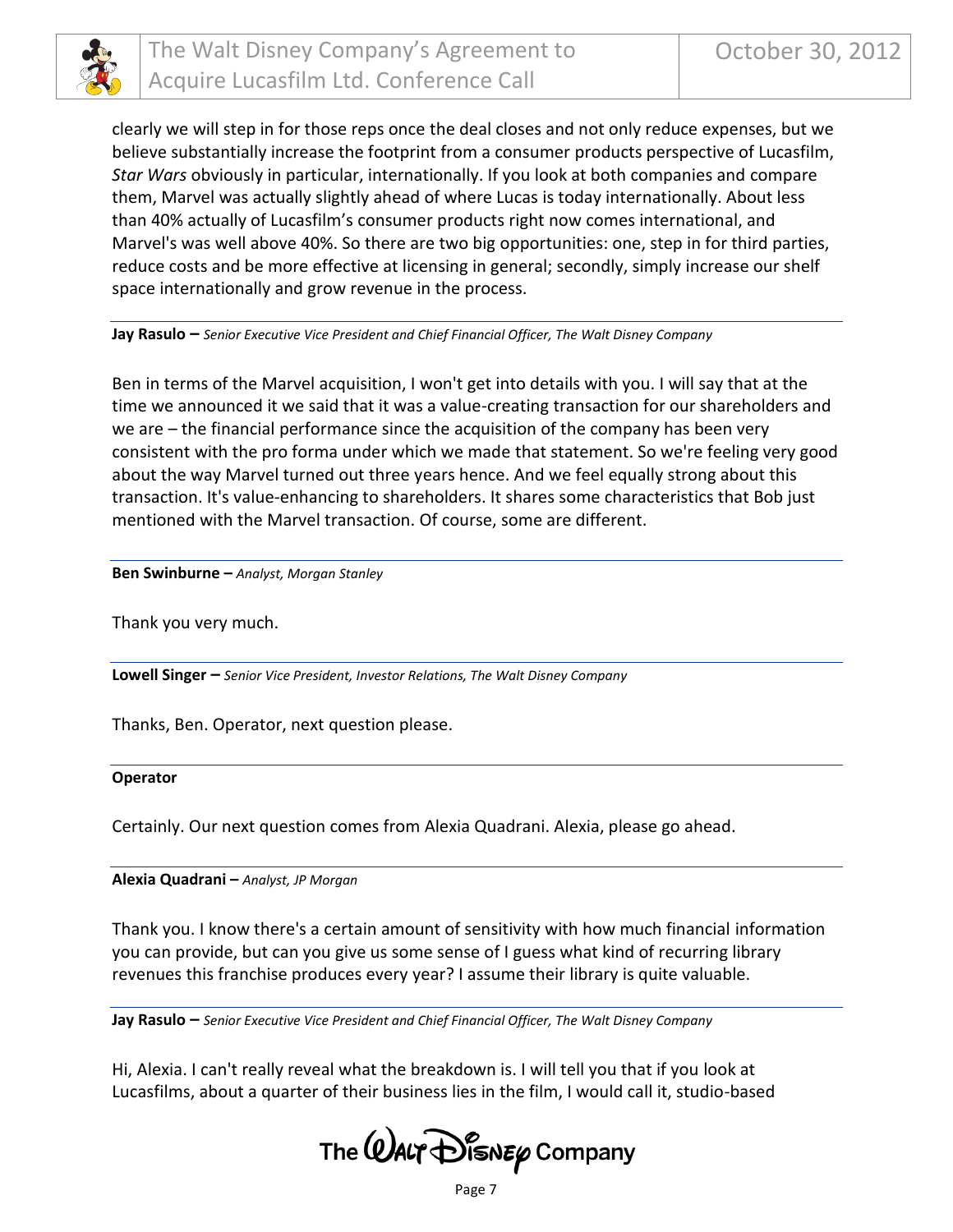clearly we will step in for those reps once the deal closes and not only reduce expenses, but we believe substantially increase the footprint from a consumer products perspective of Lucasfilm, *Star Wars* obviously in particular, internationally. If you look at both companies and compare them, Marvel was actually slightly ahead of where Lucas is today internationally. About less than 40% actually of Lucasfilm's consumer products right now comes international, and Marvel's was well above 40%. So there are two big opportunities: one, step in for third parties, reduce costs and be more effective at licensing in general; secondly, simply increase our shelf space internationally and grow revenue in the process.

**Jay Rasulo –** *Senior Executive Vice President and Chief Financial Officer, The Walt Disney Company*

Ben in terms of the Marvel acquisition, I won't get into details with you. I will say that at the time we announced it we said that it was a value-creating transaction for our shareholders and we are – the financial performance since the acquisition of the company has been very consistent with the pro forma under which we made that statement. So we're feeling very good about the way Marvel turned out three years hence. And we feel equally strong about this transaction. It's value-enhancing to shareholders. It shares some characteristics that Bob just mentioned with the Marvel transaction. Of course, some are different.

**Ben Swinburne –** *Analyst, Morgan Stanley*

Thank you very much.

**Lowell Singer –** *Senior Vice President, Investor Relations, The Walt Disney Company*

Thanks, Ben. Operator, next question please.

**Operator**

Certainly. Our next question comes from Alexia Quadrani. Alexia, please go ahead.

**Alexia Quadrani –** *Analyst, JP Morgan*

Thank you. I know there's a certain amount of sensitivity with how much financial information you can provide, but can you give us some sense of I guess what kind of recurring library revenues this franchise produces every year? I assume their library is quite valuable.

**Jay Rasulo –** *Senior Executive Vice President and Chief Financial Officer, The Walt Disney Company*

Hi, Alexia. I can't really reveal what the breakdown is. I will tell you that if you look at Lucasfilms, about a quarter of their business lies in the film, I would call it, studio-based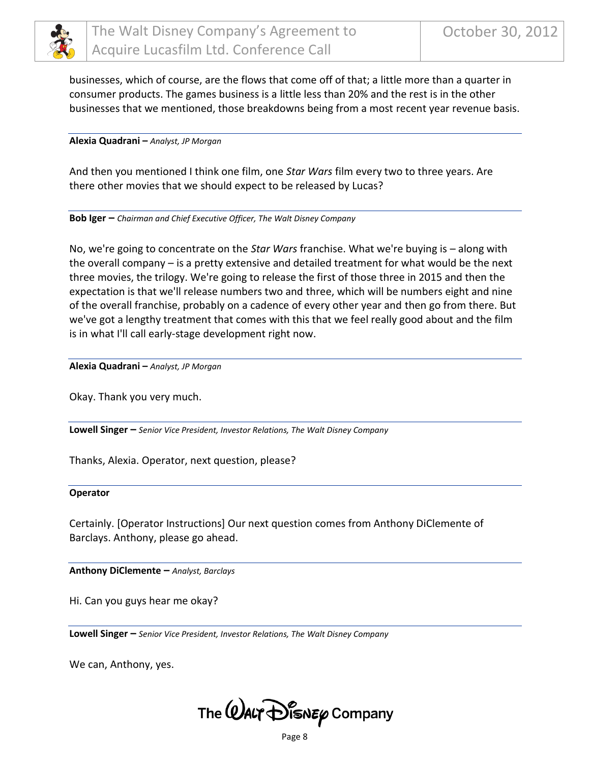businesses, which of course, are the flows that come off of that; a little more than a quarter in consumer products. The games business is a little less than 20% and the rest is in the other businesses that we mentioned, those breakdowns being from a most recent year revenue basis.

**Alexia Quadrani –** *Analyst, JP Morgan*

And then you mentioned I think one film, one *Star Wars* film every two to three years. Are there other movies that we should expect to be released by Lucas?

**Bob Iger –** *Chairman and Chief Executive Officer, The Walt Disney Company*

No, we're going to concentrate on the *Star Wars* franchise. What we're buying is – along with the overall company – is a pretty extensive and detailed treatment for what would be the next three movies, the trilogy. We're going to release the first of those three in 2015 and then the expectation is that we'll release numbers two and three, which will be numbers eight and nine of the overall franchise, probably on a cadence of every other year and then go from there. But we've got a lengthy treatment that comes with this that we feel really good about and the film is in what I'll call early-stage development right now.

**Alexia Quadrani –** *Analyst, JP Morgan*

Okay. Thank you very much.

**Lowell Singer –** *Senior Vice President, Investor Relations, The Walt Disney Company*

Thanks, Alexia. Operator, next question, please?

**Operator**

Certainly. [Operator Instructions] Our next question comes from Anthony DiClemente of Barclays. Anthony, please go ahead.

**Anthony DiClemente –** *Analyst, Barclays*

Hi. Can you guys hear me okay?

**Lowell Singer –** *Senior Vice President, Investor Relations, The Walt Disney Company*

We can, Anthony, yes.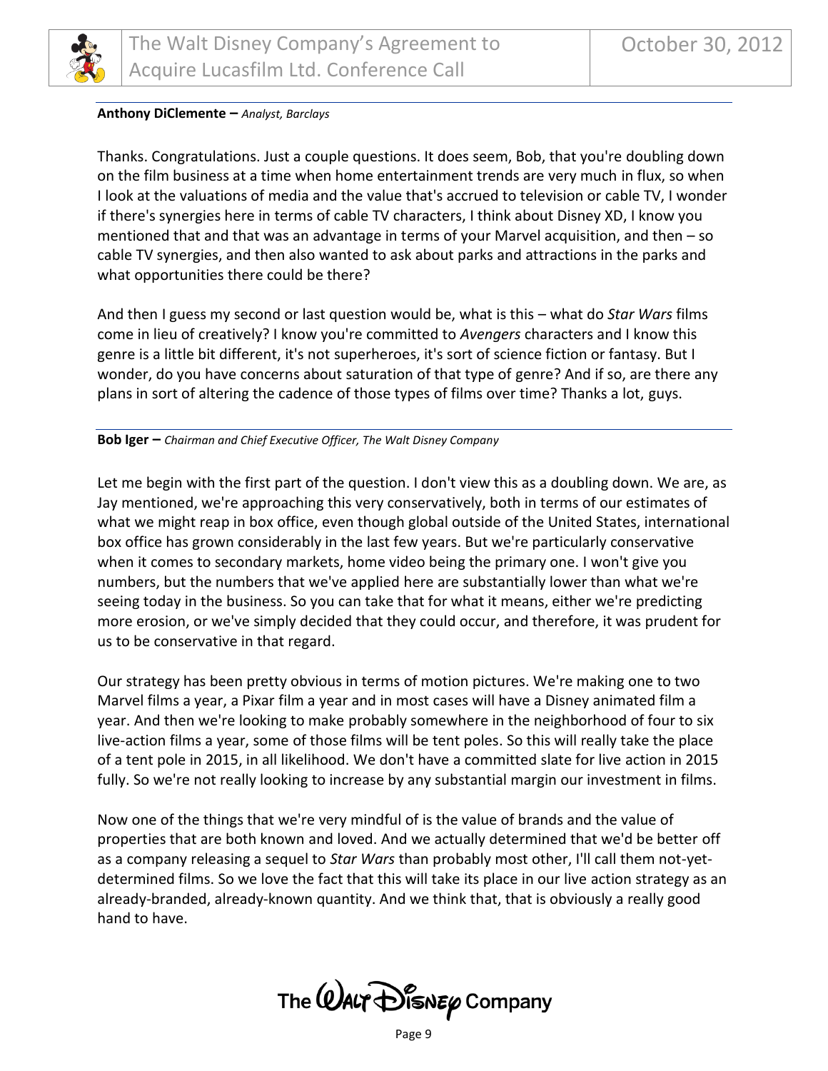**Anthony DiClemente –** *Analyst, Barclays*

Thanks. Congratulations. Just a couple questions. It does seem, Bob, that you're doubling down on the film business at a time when home entertainment trends are very much in flux, so when I look at the valuations of media and the value that's accrued to television or cable TV, I wonder if there's synergies here in terms of cable TV characters, I think about Disney XD, I know you mentioned that and that was an advantage in terms of your Marvel acquisition, and then – so cable TV synergies, and then also wanted to ask about parks and attractions in the parks and what opportunities there could be there?

And then I guess my second or last question would be, what is this – what do *Star Wars* films come in lieu of creatively? I know you're committed to *Avengers* characters and I know this genre is a little bit different, it's not superheroes, it's sort of science fiction or fantasy. But I wonder, do you have concerns about saturation of that type of genre? And if so, are there any plans in sort of altering the cadence of those types of films over time? Thanks a lot, guys.

**Bob Iger –** *Chairman and Chief Executive Officer, The Walt Disney Company*

Let me begin with the first part of the question. I don't view this as a doubling down. We are, as Jay mentioned, we're approaching this very conservatively, both in terms of our estimates of what we might reap in box office, even though global outside of the United States, international box office has grown considerably in the last few years. But we're particularly conservative when it comes to secondary markets, home video being the primary one. I won't give you numbers, but the numbers that we've applied here are substantially lower than what we're seeing today in the business. So you can take that for what it means, either we're predicting more erosion, or we've simply decided that they could occur, and therefore, it was prudent for us to be conservative in that regard.

Our strategy has been pretty obvious in terms of motion pictures. We're making one to two Marvel films a year, a Pixar film a year and in most cases will have a Disney animated film a year. And then we're looking to make probably somewhere in the neighborhood of four to six live-action films a year, some of those films will be tent poles. So this will really take the place of a tent pole in 2015, in all likelihood. We don't have a committed slate for live action in 2015 fully. So we're not really looking to increase by any substantial margin our investment in films.

Now one of the things that we're very mindful of is the value of brands and the value of properties that are both known and loved. And we actually determined that we'd be better off as a company releasing a sequel to *Star Wars* than probably most other, I'll call them not-yet-determined films. So we love the fact that this will take its place in our live action strategy as an already-branded, already-known quantity. And we think that, that is obviously a really good hand to have.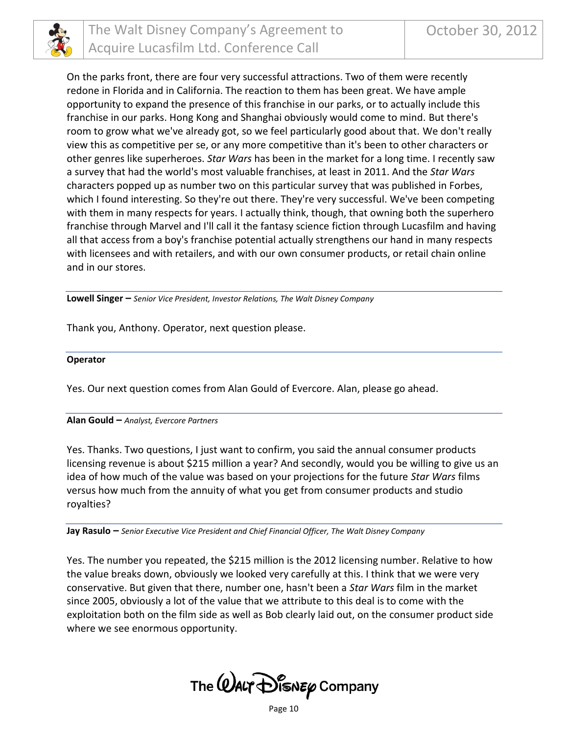On the parks front, there are four very successful attractions. Two of them were recently redone in Florida and in California. The reaction to them has been great. We have ample opportunity to expand the presence of this franchise in our parks, or to actually include this franchise in our parks. Hong Kong and Shanghai obviously would come to mind. But there's room to grow what we've already got, so we feel particularly good about that. We don't really view this as competitive per se, or any more competitive than it's been to other characters or other genres like superheroes. *Star Wars* has been in the market for a long time. I recently saw a survey that had the world's most valuable franchises, at least in 2011. And the *Star Wars* characters popped up as number two on this particular survey that was published in Forbes, which I found interesting. So they're out there. They're very successful. We've been competing with them in many respects for years. I actually think, though, that owning both the superhero franchise through Marvel and I'll call it the fantasy science fiction through Lucasfilm and having all that access from a boy's franchise potential actually strengthens our hand in many respects with licensees and with retailers, and with our own consumer products, or retail chain online and in our stores.

---

**Lowell Singer –** *Senior Vice President, Investor Relations, The Walt Disney Company*

Thank you, Anthony. Operator, next question please.

---

**Operator**

Yes. Our next question comes from Alan Gould of Evercore. Alan, please go ahead.

---

**Alan Gould –** *Analyst, Evercore Partners*

Yes. Thanks. Two questions, I just want to confirm, you said the annual consumer products licensing revenue is about $215 million a year? And secondly, would you be willing to give us an idea of how much of the value was based on your projections for the future *Star Wars* films versus how much from the annuity of what you get from consumer products and studio royalties?

---

**Jay Rasulo –** *Senior Executive Vice President and Chief Financial Officer, The Walt Disney Company*

Yes. The number you repeated, the $215 million is the 2012 licensing number. Relative to how the value breaks down, obviously we looked very carefully at this. I think that we were very conservative. But given that there, number one, hasn't been a *Star Wars* film in the market since 2005, obviously a lot of the value that we attribute to this deal is to come with the exploitation both on the film side as well as Bob clearly laid out, on the consumer product side where we see enormous opportunity.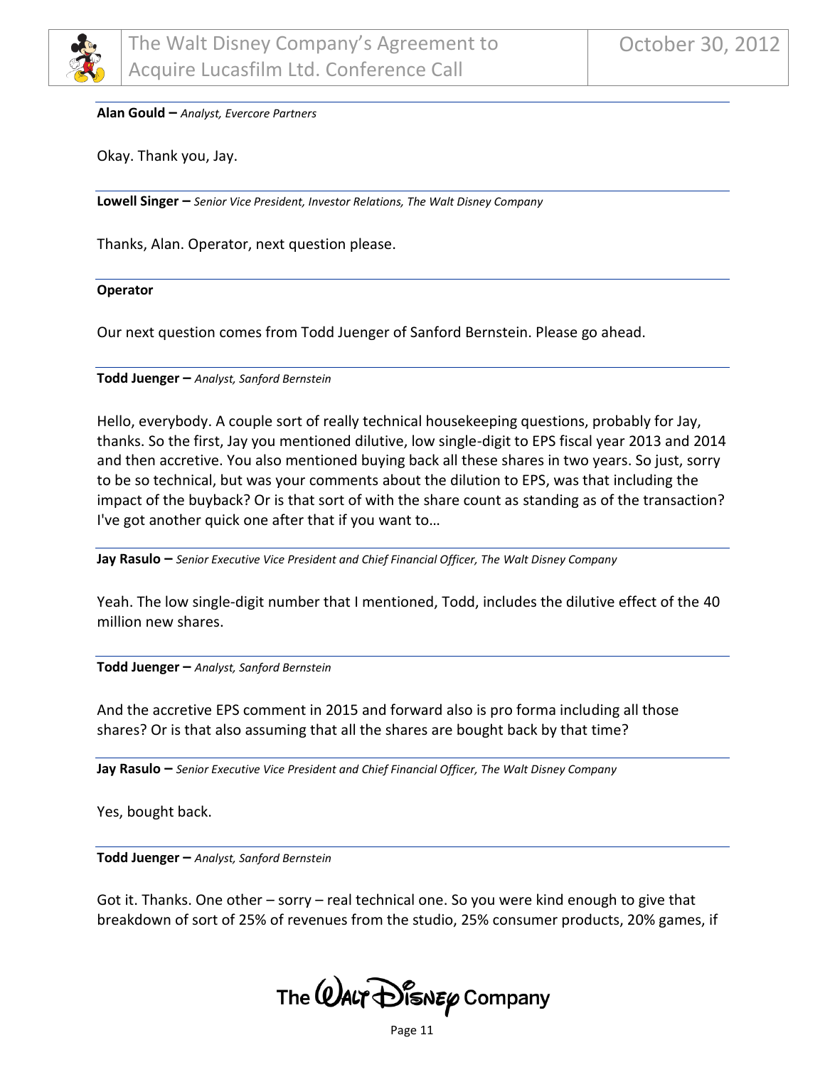**Alan Gould –** *Analyst, Evercore Partners*

Okay. Thank you, Jay.

**Lowell Singer –** *Senior Vice President, Investor Relations, The Walt Disney Company*

Thanks, Alan. Operator, next question please.

**Operator**

Our next question comes from Todd Juenger of Sanford Bernstein. Please go ahead.

**Todd Juenger –** *Analyst, Sanford Bernstein*

Hello, everybody. A couple sort of really technical housekeeping questions, probably for Jay, thanks. So the first, Jay you mentioned dilutive, low single-digit to EPS fiscal year 2013 and 2014 and then accretive. You also mentioned buying back all these shares in two years. So just, sorry to be so technical, but was your comments about the dilution to EPS, was that including the impact of the buyback? Or is that sort of with the share count as standing as of the transaction? I've got another quick one after that if you want to…

**Jay Rasulo –** *Senior Executive Vice President and Chief Financial Officer, The Walt Disney Company*

Yeah. The low single-digit number that I mentioned, Todd, includes the dilutive effect of the 40 million new shares.

**Todd Juenger –** *Analyst, Sanford Bernstein*

And the accretive EPS comment in 2015 and forward also is pro forma including all those shares? Or is that also assuming that all the shares are bought back by that time?

**Jay Rasulo –** *Senior Executive Vice President and Chief Financial Officer, The Walt Disney Company*

Yes, bought back.

**Todd Juenger –** *Analyst, Sanford Bernstein*

Got it. Thanks. One other – sorry – real technical one. So you were kind enough to give that breakdown of sort of 25% of revenues from the studio, 25% consumer products, 20% games, if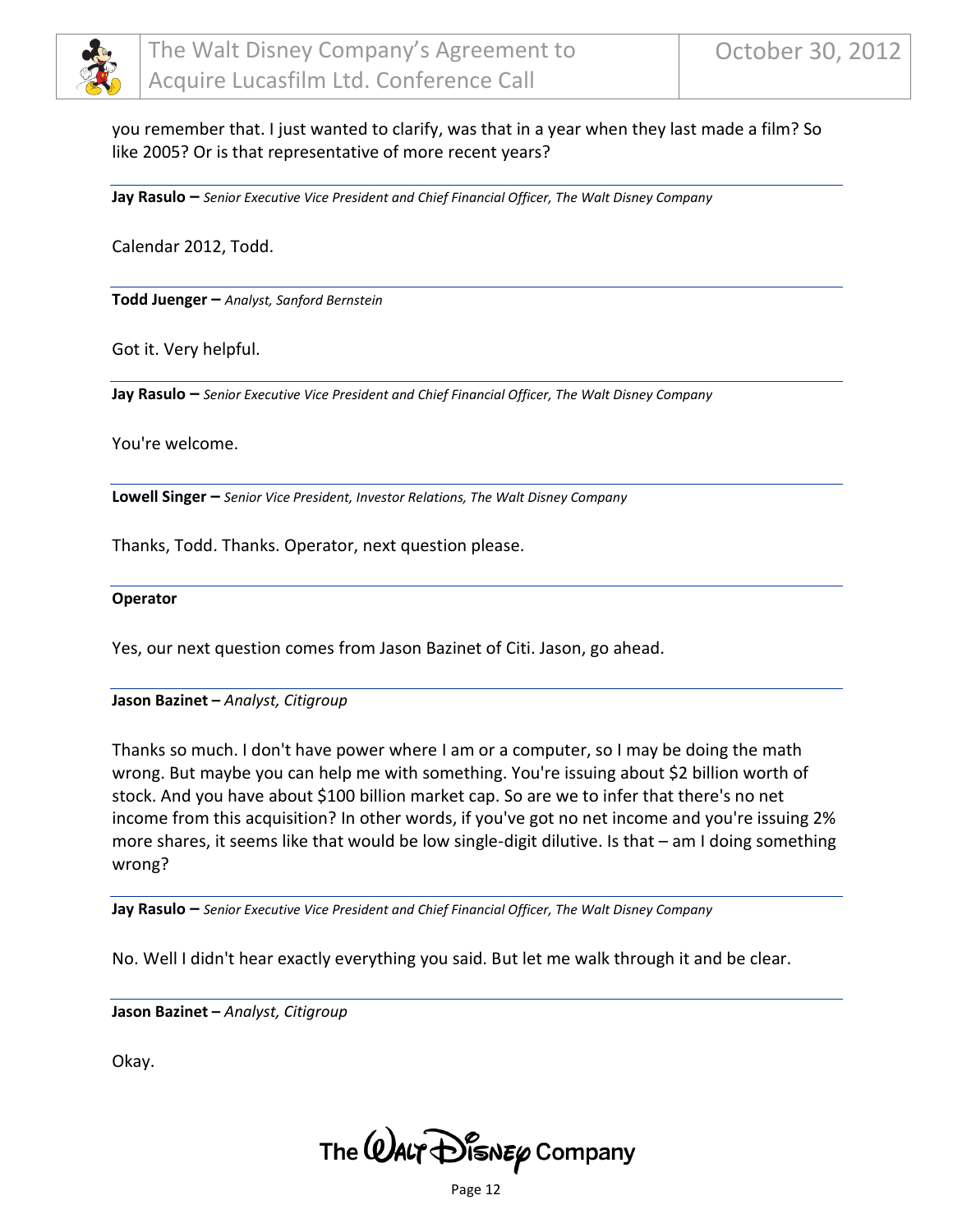you remember that. I just wanted to clarify, was that in a year when they last made a film? So like 2005? Or is that representative of more recent years?

**Jay Rasulo –** *Senior Executive Vice President and Chief Financial Officer, The Walt Disney Company*

Calendar 2012, Todd.

**Todd Juenger –** *Analyst, Sanford Bernstein*

Got it. Very helpful.

**Jay Rasulo –** *Senior Executive Vice President and Chief Financial Officer, The Walt Disney Company*

You're welcome.

**Lowell Singer –** *Senior Vice President, Investor Relations, The Walt Disney Company*

Thanks, Todd. Thanks. Operator, next question please.

**Operator**

Yes, our next question comes from Jason Bazinet of Citi. Jason, go ahead.

**Jason Bazinet –** *Analyst, Citigroup*

Thanks so much. I don't have power where I am or a computer, so I may be doing the math wrong. But maybe you can help me with something. You're issuing about $2 billion worth of stock. And you have about $100 billion market cap. So are we to infer that there's no net income from this acquisition? In other words, if you've got no net income and you're issuing 2% more shares, it seems like that would be low single-digit dilutive. Is that – am I doing something wrong?

**Jay Rasulo –** *Senior Executive Vice President and Chief Financial Officer, The Walt Disney Company*

No. Well I didn't hear exactly everything you said. But let me walk through it and be clear.

**Jason Bazinet –** *Analyst, Citigroup*

Okay.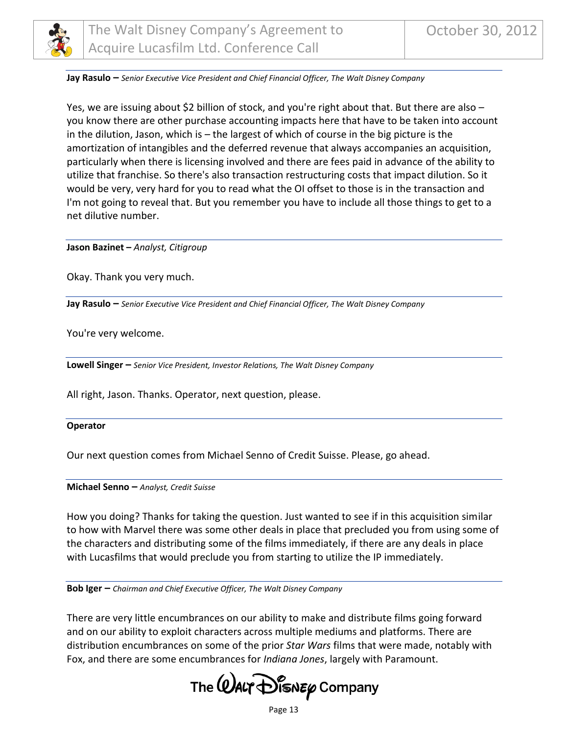**Jay Rasulo –** *Senior Executive Vice President and Chief Financial Officer, The Walt Disney Company*

Yes, we are issuing about $2 billion of stock, and you're right about that. But there are also – you know there are other purchase accounting impacts here that have to be taken into account in the dilution, Jason, which is – the largest of which of course in the big picture is the amortization of intangibles and the deferred revenue that always accompanies an acquisition, particularly when there is licensing involved and there are fees paid in advance of the ability to utilize that franchise. So there's also transaction restructuring costs that impact dilution. So it would be very, very hard for you to read what the OI offset to those is in the transaction and I'm not going to reveal that. But you remember you have to include all those things to get to a net dilutive number.

**Jason Bazinet –** *Analyst, Citigroup*

Okay. Thank you very much.

**Jay Rasulo –** *Senior Executive Vice President and Chief Financial Officer, The Walt Disney Company*

You're very welcome.

**Lowell Singer –** *Senior Vice President, Investor Relations, The Walt Disney Company*

All right, Jason. Thanks. Operator, next question, please.

**Operator**

Our next question comes from Michael Senno of Credit Suisse. Please, go ahead.

**Michael Senno –** *Analyst, Credit Suisse*

How you doing? Thanks for taking the question. Just wanted to see if in this acquisition similar to how with Marvel there was some other deals in place that precluded you from using some of the characters and distributing some of the films immediately, if there are any deals in place with Lucasfilms that would preclude you from starting to utilize the IP immediately.

**Bob Iger –** *Chairman and Chief Executive Officer, The Walt Disney Company*

There are very little encumbrances on our ability to make and distribute films going forward and on our ability to exploit characters across multiple mediums and platforms. There are distribution encumbrances on some of the prior *Star Wars* films that were made, notably with Fox, and there are some encumbrances for *Indiana Jones*, largely with Paramount.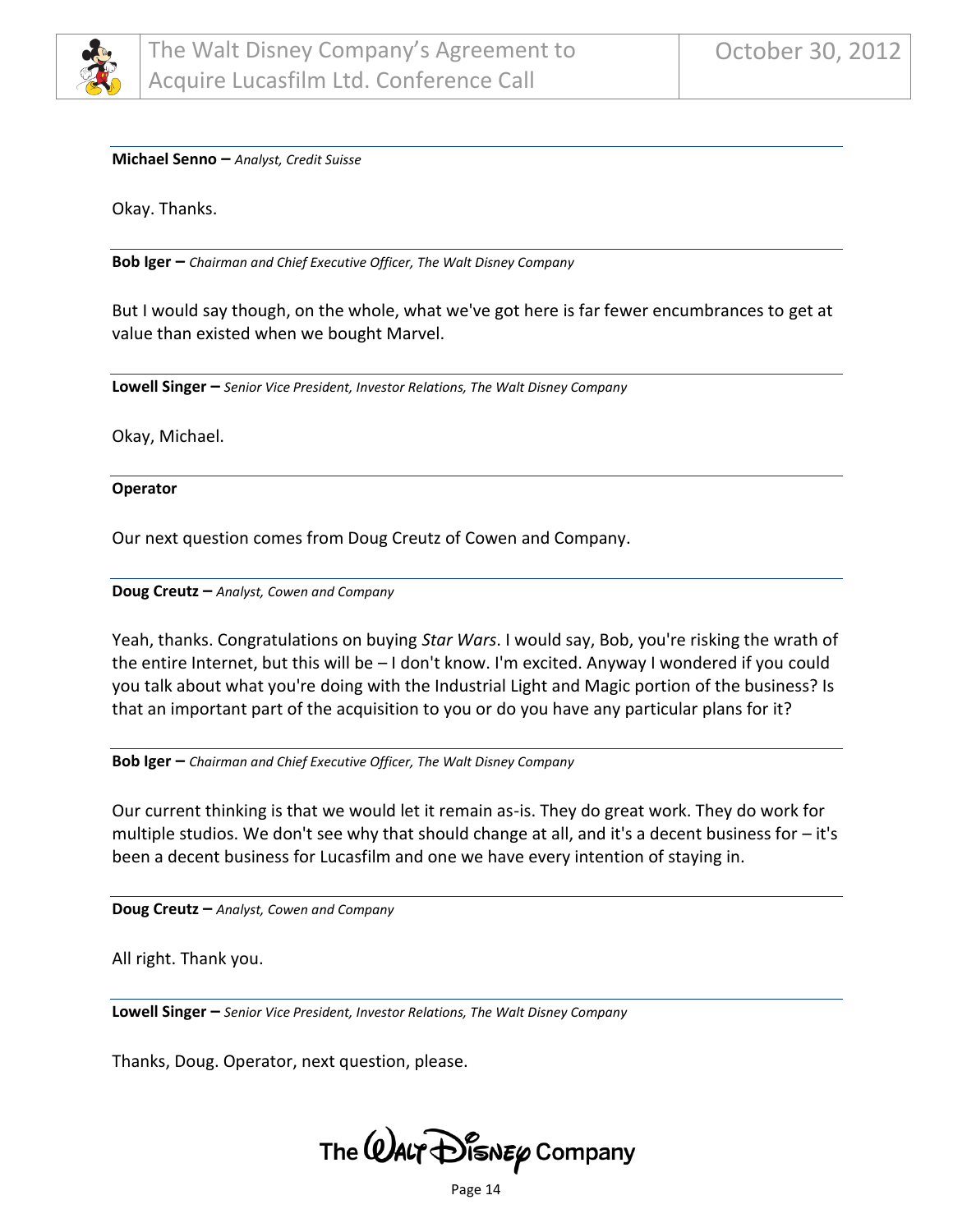**Michael Senno –** *Analyst, Credit Suisse*

Okay. Thanks.

**Bob Iger –** *Chairman and Chief Executive Officer, The Walt Disney Company*

But I would say though, on the whole, what we've got here is far fewer encumbrances to get at value than existed when we bought Marvel.

**Lowell Singer –** *Senior Vice President, Investor Relations, The Walt Disney Company*

Okay, Michael.

**Operator**

Our next question comes from Doug Creutz of Cowen and Company.

**Doug Creutz –** *Analyst, Cowen and Company*

Yeah, thanks. Congratulations on buying *Star Wars*. I would say, Bob, you're risking the wrath of the entire Internet, but this will be – I don't know. I'm excited. Anyway I wondered if you could you talk about what you're doing with the Industrial Light and Magic portion of the business? Is that an important part of the acquisition to you or do you have any particular plans for it?

**Bob Iger –** *Chairman and Chief Executive Officer, The Walt Disney Company*

Our current thinking is that we would let it remain as-is. They do great work. They do work for multiple studios. We don't see why that should change at all, and it's a decent business for – it's been a decent business for Lucasfilm and one we have every intention of staying in.

**Doug Creutz –** *Analyst, Cowen and Company*

All right. Thank you.

**Lowell Singer –** *Senior Vice President, Investor Relations, The Walt Disney Company*

Thanks, Doug. Operator, next question, please.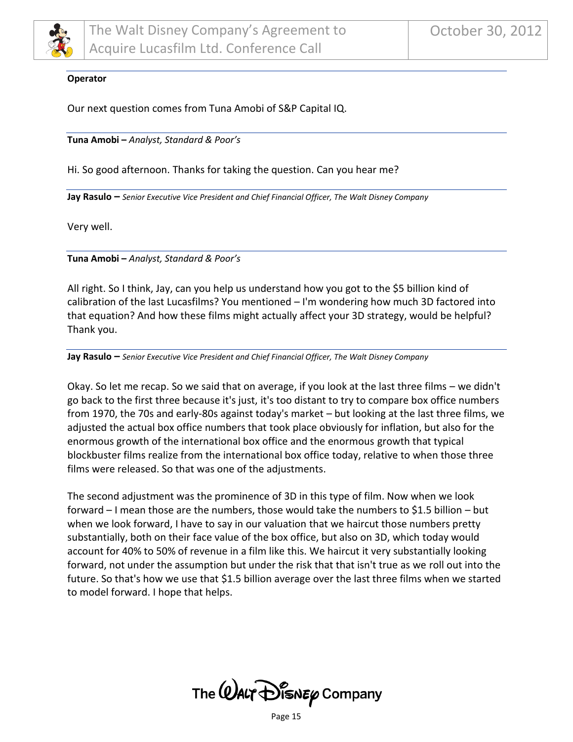**Operator**

Our next question comes from Tuna Amobi of S&P Capital IQ.

**Tuna Amobi –** *Analyst, Standard & Poor's*

Hi. So good afternoon. Thanks for taking the question. Can you hear me?

**Jay Rasulo –** *Senior Executive Vice President and Chief Financial Officer, The Walt Disney Company*

Very well.

**Tuna Amobi –** *Analyst, Standard & Poor's*

All right. So I think, Jay, can you help us understand how you got to the $5 billion kind of calibration of the last Lucasfilms? You mentioned – I'm wondering how much 3D factored into that equation? And how these films might actually affect your 3D strategy, would be helpful? Thank you.

**Jay Rasulo –** *Senior Executive Vice President and Chief Financial Officer, The Walt Disney Company*

Okay. So let me recap. So we said that on average, if you look at the last three films – we didn't go back to the first three because it's just, it's too distant to try to compare box office numbers from 1970, the 70s and early-80s against today's market – but looking at the last three films, we adjusted the actual box office numbers that took place obviously for inflation, but also for the enormous growth of the international box office and the enormous growth that typical blockbuster films realize from the international box office today, relative to when those three films were released. So that was one of the adjustments.

The second adjustment was the prominence of 3D in this type of film. Now when we look forward – I mean those are the numbers, those would take the numbers to $1.5 billion – but when we look forward, I have to say in our valuation that we haircut those numbers pretty substantially, both on their face value of the box office, but also on 3D, which today would account for 40% to 50% of revenue in a film like this. We haircut it very substantially looking forward, not under the assumption but under the risk that that isn't true as we roll out into the future. So that's how we use that $1.5 billion average over the last three films when we started to model forward. I hope that helps.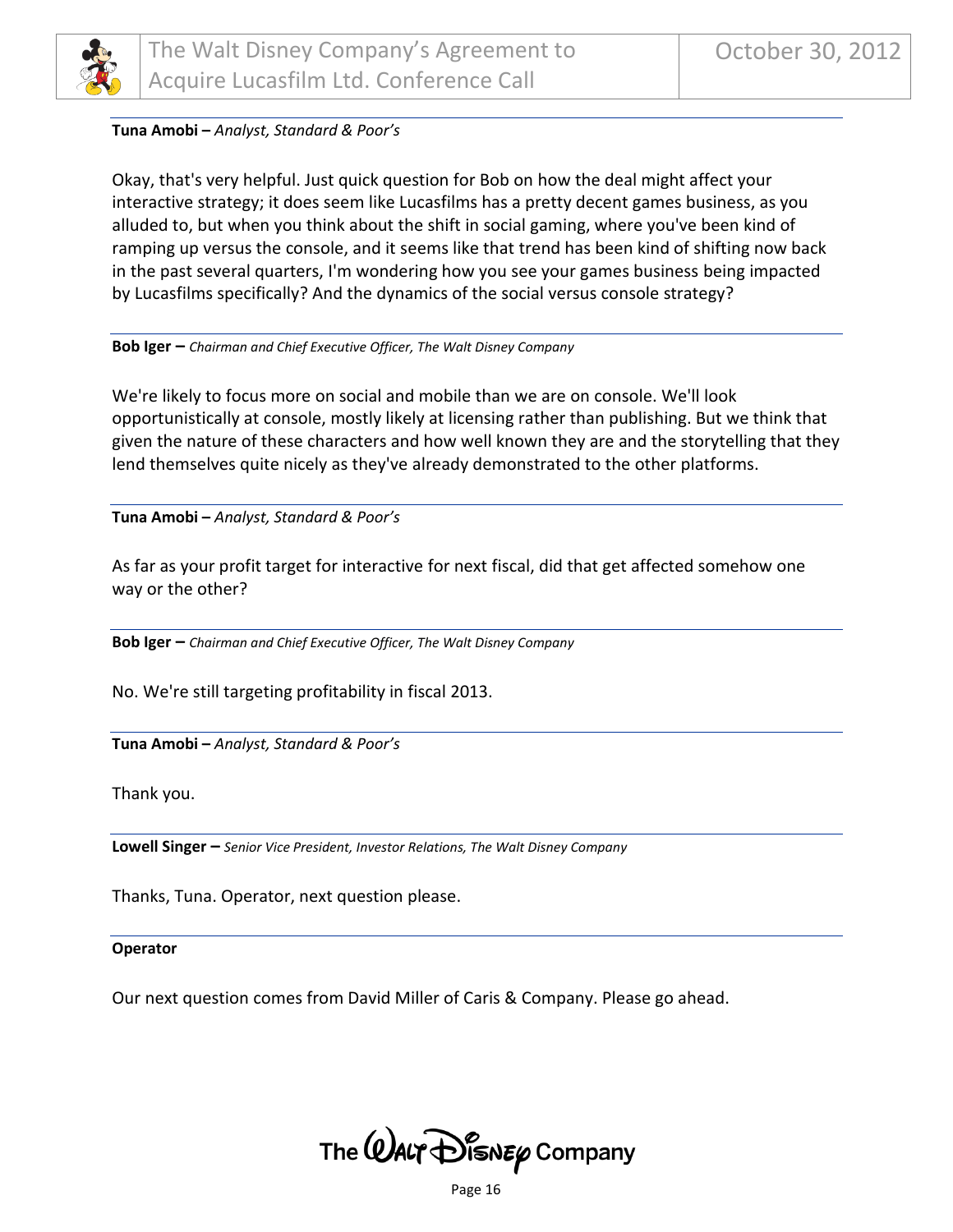**Tuna Amobi –** *Analyst, Standard & Poor's*

Okay, that's very helpful. Just quick question for Bob on how the deal might affect your interactive strategy; it does seem like Lucasfilms has a pretty decent games business, as you alluded to, but when you think about the shift in social gaming, where you've been kind of ramping up versus the console, and it seems like that trend has been kind of shifting now back in the past several quarters, I'm wondering how you see your games business being impacted by Lucasfilms specifically? And the dynamics of the social versus console strategy?

**Bob Iger –** *Chairman and Chief Executive Officer, The Walt Disney Company*

We're likely to focus more on social and mobile than we are on console. We'll look opportunistically at console, mostly likely at licensing rather than publishing. But we think that given the nature of these characters and how well known they are and the storytelling that they lend themselves quite nicely as they've already demonstrated to the other platforms.

**Tuna Amobi –** *Analyst, Standard & Poor's*

As far as your profit target for interactive for next fiscal, did that get affected somehow one way or the other?

**Bob Iger –** *Chairman and Chief Executive Officer, The Walt Disney Company*

No. We're still targeting profitability in fiscal 2013.

**Tuna Amobi –** *Analyst, Standard & Poor's*

Thank you.

**Lowell Singer –** *Senior Vice President, Investor Relations, The Walt Disney Company*

Thanks, Tuna. Operator, next question please.

**Operator**

Our next question comes from David Miller of Caris & Company. Please go ahead.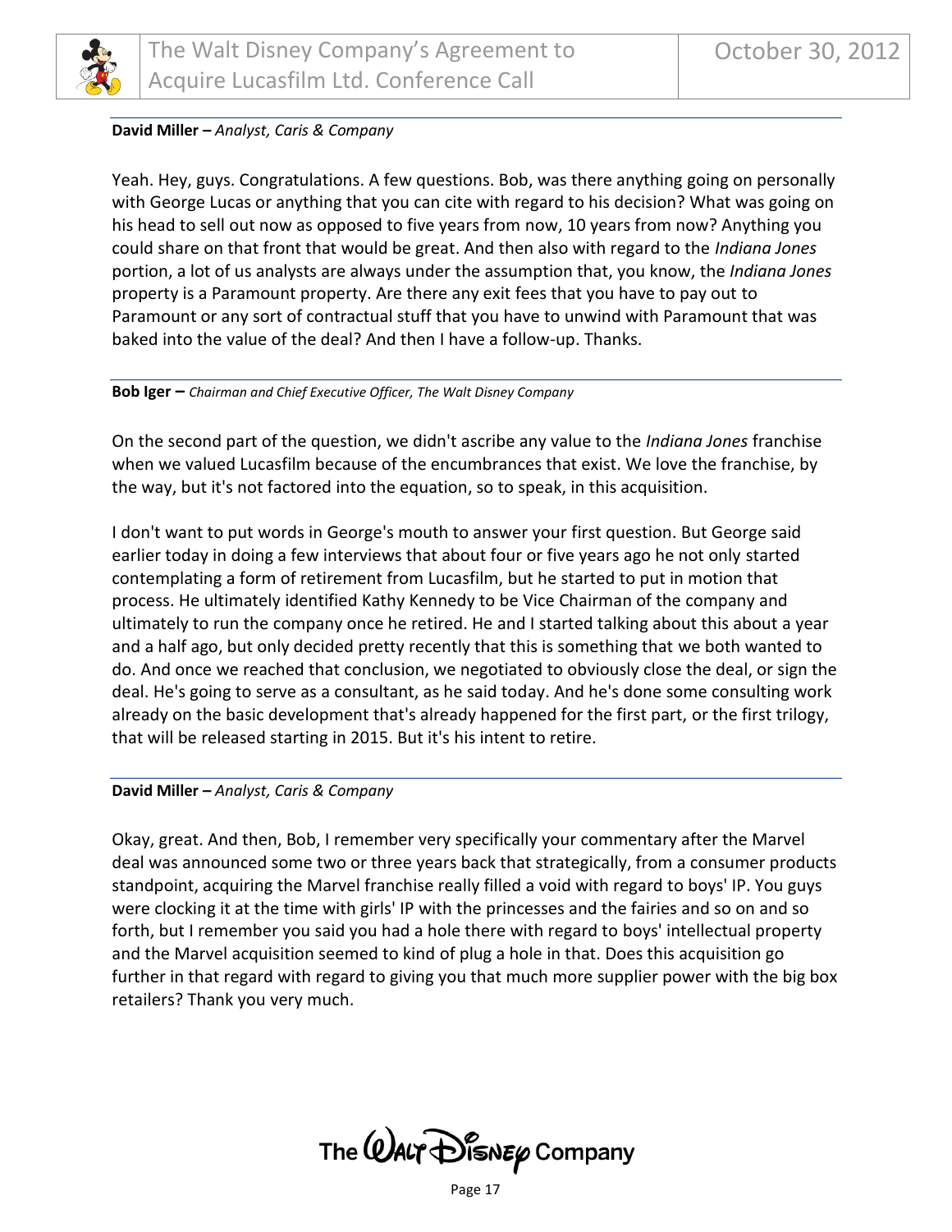**David Miller –** *Analyst, Caris & Company*

Yeah. Hey, guys. Congratulations. A few questions. Bob, was there anything going on personally with George Lucas or anything that you can cite with regard to his decision? What was going on his head to sell out now as opposed to five years from now, 10 years from now? Anything you could share on that front that would be great. And then also with regard to the *Indiana Jones* portion, a lot of us analysts are always under the assumption that, you know, the *Indiana Jones* property is a Paramount property. Are there any exit fees that you have to pay out to Paramount or any sort of contractual stuff that you have to unwind with Paramount that was baked into the value of the deal? And then I have a follow-up. Thanks.

**Bob Iger –** *Chairman and Chief Executive Officer, The Walt Disney Company*

On the second part of the question, we didn't ascribe any value to the *Indiana Jones* franchise when we valued Lucasfilm because of the encumbrances that exist. We love the franchise, by the way, but it's not factored into the equation, so to speak, in this acquisition.

I don't want to put words in George's mouth to answer your first question. But George said earlier today in doing a few interviews that about four or five years ago he not only started contemplating a form of retirement from Lucasfilm, but he started to put in motion that process. He ultimately identified Kathy Kennedy to be Vice Chairman of the company and ultimately to run the company once he retired. He and I started talking about this about a year and a half ago, but only decided pretty recently that this is something that we both wanted to do. And once we reached that conclusion, we negotiated to obviously close the deal, or sign the deal. He's going to serve as a consultant, as he said today. And he's done some consulting work already on the basic development that's already happened for the first part, or the first trilogy, that will be released starting in 2015. But it's his intent to retire.

**David Miller –** *Analyst, Caris & Company*

Okay, great. And then, Bob, I remember very specifically your commentary after the Marvel deal was announced some two or three years back that strategically, from a consumer products standpoint, acquiring the Marvel franchise really filled a void with regard to boys' IP. You guys were clocking it at the time with girls' IP with the princesses and the fairies and so on and so forth, but I remember you said you had a hole there with regard to boys' intellectual property and the Marvel acquisition seemed to kind of plug a hole in that. Does this acquisition go further in that regard with regard to giving you that much more supplier power with the big box retailers? Thank you very much.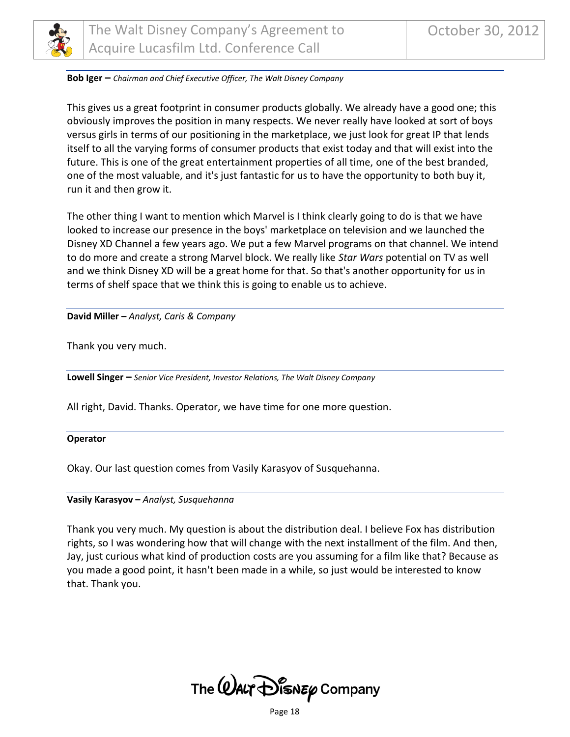**Bob Iger –** *Chairman and Chief Executive Officer, The Walt Disney Company*

This gives us a great footprint in consumer products globally. We already have a good one; this obviously improves the position in many respects. We never really have looked at sort of boys versus girls in terms of our positioning in the marketplace, we just look for great IP that lends itself to all the varying forms of consumer products that exist today and that will exist into the future. This is one of the great entertainment properties of all time, one of the best branded, one of the most valuable, and it's just fantastic for us to have the opportunity to both buy it, run it and then grow it.

The other thing I want to mention which Marvel is I think clearly going to do is that we have looked to increase our presence in the boys' marketplace on television and we launched the Disney XD Channel a few years ago. We put a few Marvel programs on that channel. We intend to do more and create a strong Marvel block. We really like *Star Wars* potential on TV as well and we think Disney XD will be a great home for that. So that's another opportunity for us in terms of shelf space that we think this is going to enable us to achieve.

**David Miller –** *Analyst, Caris & Company*

Thank you very much.

**Lowell Singer –** *Senior Vice President, Investor Relations, The Walt Disney Company*

All right, David. Thanks. Operator, we have time for one more question.

**Operator**

Okay. Our last question comes from Vasily Karasyov of Susquehanna.

**Vasily Karasyov –** *Analyst, Susquehanna*

Thank you very much. My question is about the distribution deal. I believe Fox has distribution rights, so I was wondering how that will change with the next installment of the film. And then, Jay, just curious what kind of production costs are you assuming for a film like that? Because as you made a good point, it hasn't been made in a while, so just would be interested to know that. Thank you.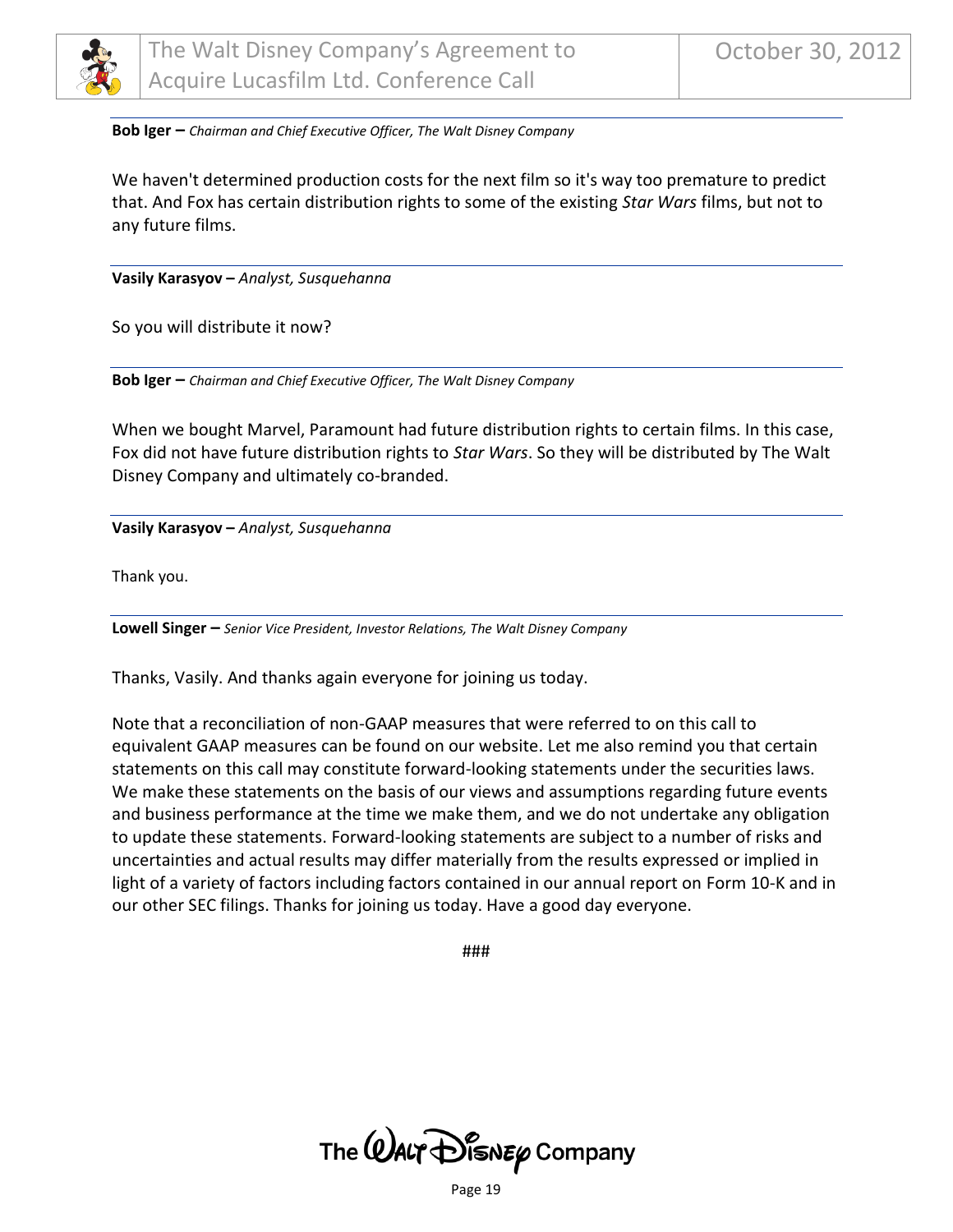**Bob Iger –** *Chairman and Chief Executive Officer, The Walt Disney Company*

We haven't determined production costs for the next film so it's way too premature to predict that. And Fox has certain distribution rights to some of the existing *Star Wars* films, but not to any future films.

---

**Vasily Karasyov –** *Analyst, Susquehanna*

So you will distribute it now?

---

**Bob Iger –** *Chairman and Chief Executive Officer, The Walt Disney Company*

When we bought Marvel, Paramount had future distribution rights to certain films. In this case, Fox did not have future distribution rights to *Star Wars*. So they will be distributed by The Walt Disney Company and ultimately co-branded.

---

**Vasily Karasyov –** *Analyst, Susquehanna*

Thank you.

---

**Lowell Singer –** *Senior Vice President, Investor Relations, The Walt Disney Company*

Thanks, Vasily. And thanks again everyone for joining us today.

Note that a reconciliation of non-GAAP measures that were referred to on this call to equivalent GAAP measures can be found on our website. Let me also remind you that certain statements on this call may constitute forward-looking statements under the securities laws. We make these statements on the basis of our views and assumptions regarding future events and business performance at the time we make them, and we do not undertake any obligation to update these statements. Forward-looking statements are subject to a number of risks and uncertainties and actual results may differ materially from the results expressed or implied in light of a variety of factors including factors contained in our annual report on Form 10-K and in our other SEC filings. Thanks for joining us today. Have a good day everyone.

###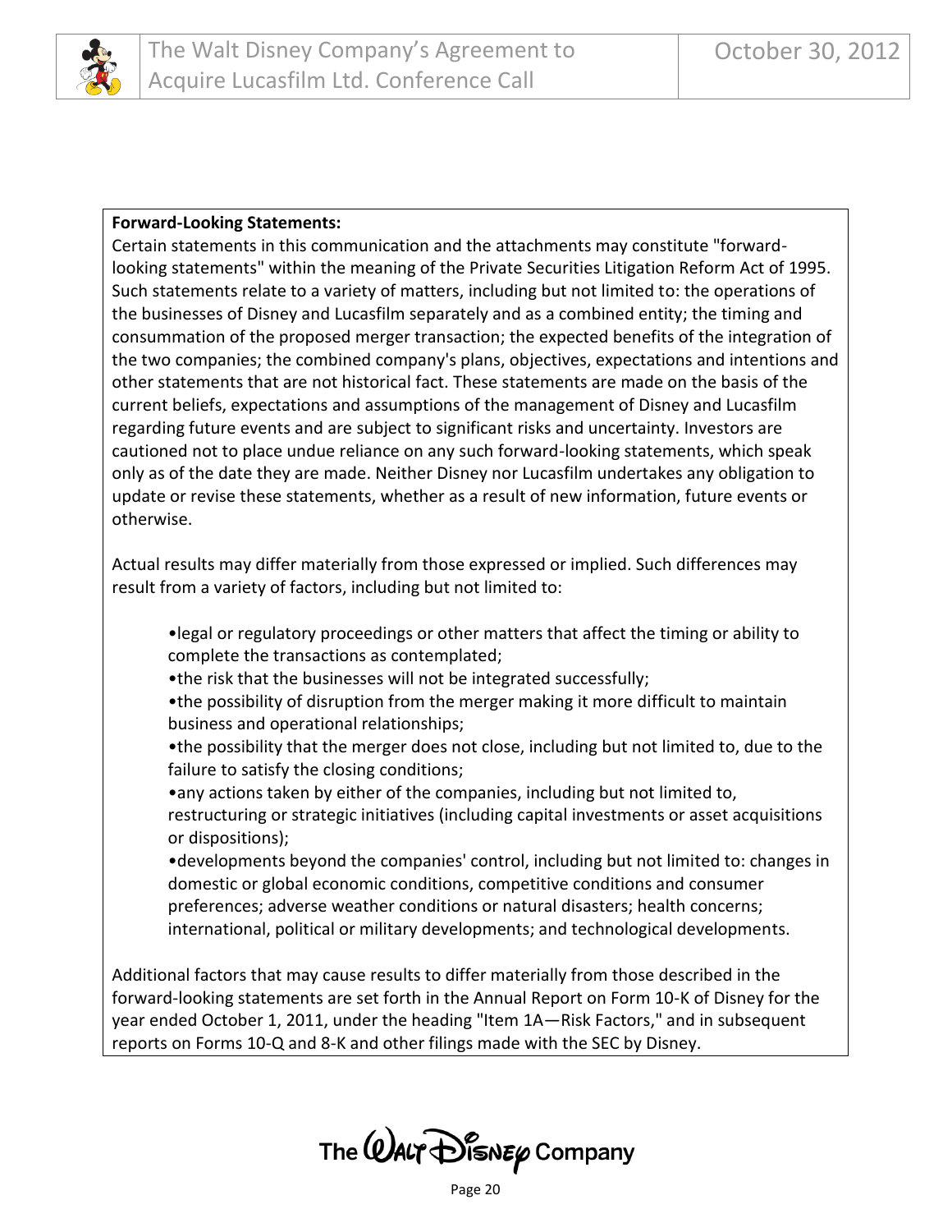**Forward-Looking Statements:**

Certain statements in this communication and the attachments may constitute "forward-looking statements" within the meaning of the Private Securities Litigation Reform Act of 1995. Such statements relate to a variety of matters, including but not limited to: the operations of the businesses of Disney and Lucasfilm separately and as a combined entity; the timing and consummation of the proposed merger transaction; the expected benefits of the integration of the two companies; the combined company's plans, objectives, expectations and intentions and other statements that are not historical fact. These statements are made on the basis of the current beliefs, expectations and assumptions of the management of Disney and Lucasfilm regarding future events and are subject to significant risks and uncertainty. Investors are cautioned not to place undue reliance on any such forward-looking statements, which speak only as of the date they are made. Neither Disney nor Lucasfilm undertakes any obligation to update or revise these statements, whether as a result of new information, future events or otherwise.

Actual results may differ materially from those expressed or implied. Such differences may result from a variety of factors, including but not limited to:

- legal or regulatory proceedings or other matters that affect the timing or ability to complete the transactions as contemplated;
- the risk that the businesses will not be integrated successfully;
- the possibility of disruption from the merger making it more difficult to maintain business and operational relationships;
- the possibility that the merger does not close, including but not limited to, due to the failure to satisfy the closing conditions;
- any actions taken by either of the companies, including but not limited to, restructuring or strategic initiatives (including capital investments or asset acquisitions or dispositions);
- developments beyond the companies' control, including but not limited to: changes in domestic or global economic conditions, competitive conditions and consumer preferences; adverse weather conditions or natural disasters; health concerns; international, political or military developments; and technological developments.

Additional factors that may cause results to differ materially from those described in the forward-looking statements are set forth in the Annual Report on Form 10-K of Disney for the year ended October 1, 2011, under the heading "Item 1A—Risk Factors," and in subsequent reports on Forms 10-Q and 8-K and other filings made with the SEC by Disney.

The Walt Disney Company